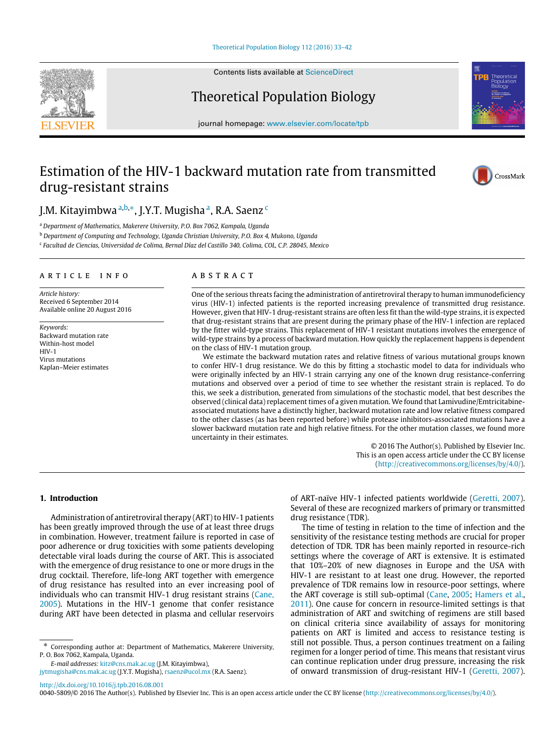# Estimation of the HIV-1 backward mutation rate from transmitted drug-resistant strains

J.M. Kitayimbwa [a,b,*], J.Y.T. Mugisha [a], R.A. Saenz [c]

[a] Department of Mathematics, Makerere University, P.O. Box 7062, Kampala, Uganda

[b] Department of Computing and Technology, Uganda Christian University, P.O. Box 4, Mukono, Uganda

[c] Facultad de Ciencias, Universidad de Colima, Bernal Díaz del Castillo 340, Colima, COL, C.P. 28045, Mexico

## ARTICLE INFO

*Article history:*
Received 6 September 2014
Available online 20 August 2016

*Keywords:*
Backward mutation rate
Within-host model
HIV-1
Virus mutations
Kaplan–Meier estimates

## ABSTRACT

One of the serious threats facing the administration of antiretroviral therapy to human immunodeficiency virus (HIV-1) infected patients is the reported increasing prevalence of transmitted drug resistance. However, given that HIV-1 drug-resistant strains are often less fit than the wild-type strains, it is expected that drug-resistant strains that are present during the primary phase of the HIV-1 infection are replaced by the fitter wild-type strains. This replacement of HIV-1 resistant mutations involves the emergence of wild-type strains by a process of backward mutation. How quickly the replacement happens is dependent on the class of HIV-1 mutation group.

We estimate the backward mutation rates and relative fitness of various mutational groups known to confer HIV-1 drug resistance. We do this by fitting a stochastic model to data for individuals who were originally infected by an HIV-1 strain carrying any one of the known drug resistance-conferring mutations and observed over a period of time to see whether the resistant strain is replaced. To do this, we seek a distribution, generated from simulations of the stochastic model, that best describes the observed (clinical data) replacement times of a given mutation. We found that Lamivudine/Emtricitabine-associated mutations have a distinctly higher, backward mutation rate and low relative fitness compared to the other classes (as has been reported before) while protease inhibitors-associated mutations have a slower backward mutation rate and high relative fitness. For the other mutation classes, we found more uncertainty in their estimates.

© 2016 The Author(s). Published by Elsevier Inc.
This is an open access article under the CC BY license (http://creativecommons.org/licenses/by/4.0/).

## 1. Introduction

Administration of antiretroviral therapy (ART) to HIV-1 patients has been greatly improved through the use of at least three drugs in combination. However, treatment failure is reported in case of poor adherence or drug toxicities with some patients developing detectable viral loads during the course of ART. This is associated with the emergence of drug resistance to one or more drugs in the drug cocktail. Therefore, life-long ART together with emergence of drug resistance has resulted into an ever increasing pool of individuals who can transmit HIV-1 drug resistant strains (Cane, 2005). Mutations in the HIV-1 genome that confer resistance during ART have been detected in plasma and cellular reservoirs of ART-naïve HIV-1 infected patients worldwide (Geretti, 2007). Several of these are recognized markers of primary or transmitted drug resistance (TDR).

The time of testing in relation to the time of infection and the sensitivity of the resistance testing methods are crucial for proper detection of TDR. TDR has been mainly reported in resource-rich settings where the coverage of ART is extensive. It is estimated that 10%–20% of new diagnoses in Europe and the USA with HIV-1 are resistant to at least one drug. However, the reported prevalence of TDR remains low in resource-poor settings, where the ART coverage is still sub-optimal (Cane, 2005; Hamers et al., 2011). One cause for concern in resource-limited settings is that administration of ART and switching of regimens are still based on clinical criteria since availability of assays for monitoring patients on ART is limited and access to resistance testing is still not possible. Thus, a person continues treatment on a failing regimen for a longer period of time. This means that resistant virus can continue replication under drug pressure, increasing the risk of onward transmission of drug-resistant HIV-1 (Geretti, 2007).

* Corresponding author at: Department of Mathematics, Makerere University, P. O. Box 7062, Kampala, Uganda.

*E-mail addresses:* kitz@cns.mak.ac.ug (J.M. Kitayimbwa), jytmugisha@cns.mak.ac.ug (J.Y.T. Mugisha), rsaenz@ucol.mx (R.A. Saenz).

http://dx.doi.org/10.1016/j.tpb.2016.08.001
0040-5809/© 2016 The Author(s). Published by Elsevier Inc. This is an open access article under the CC BY license (http://creativecommons.org/licenses/by/4.0/).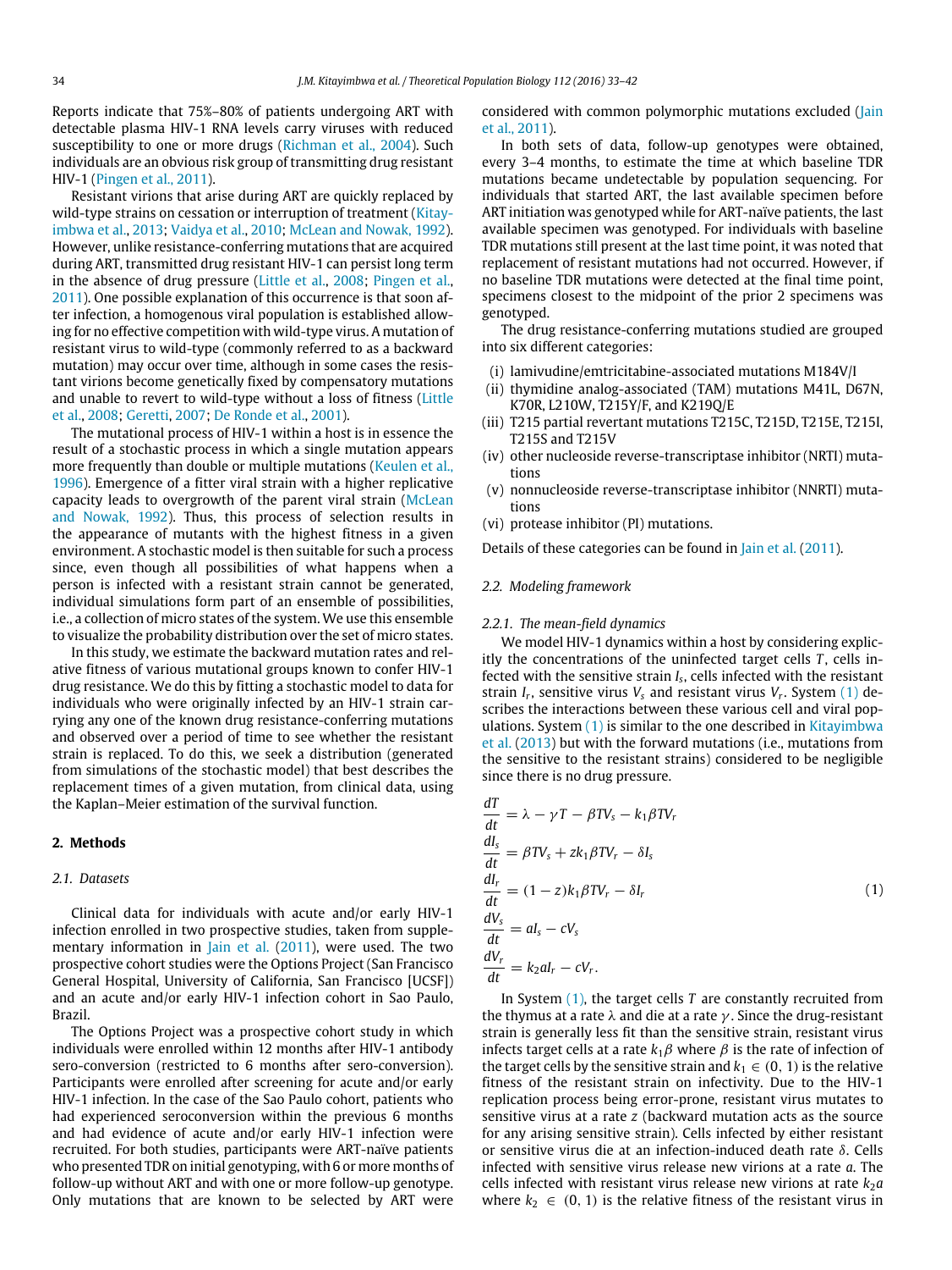Reports indicate that 75%–80% of patients undergoing ART with detectable plasma HIV-1 RNA levels carry viruses with reduced susceptibility to one or more drugs (Richman et al., 2004). Such individuals are an obvious risk group of transmitting drug resistant HIV-1 (Pingen et al., 2011).

Resistant virions that arise during ART are quickly replaced by wild-type strains on cessation or interruption of treatment (Kitayimbwa et al., 2013; Vaidya et al., 2010; McLean and Nowak, 1992). However, unlike resistance-conferring mutations that are acquired during ART, transmitted drug resistant HIV-1 can persist long term in the absence of drug pressure (Little et al., 2008; Pingen et al., 2011). One possible explanation of this occurrence is that soon after infection, a homogenous viral population is established allowing for no effective competition with wild-type virus. A mutation of resistant virus to wild-type (commonly referred to as a backward mutation) may occur over time, although in some cases the resistant virions become genetically fixed by compensatory mutations and unable to revert to wild-type without a loss of fitness (Little et al., 2008; Geretti, 2007; De Ronde et al., 2001).

The mutational process of HIV-1 within a host is in essence the result of a stochastic process in which a single mutation appears more frequently than double or multiple mutations (Keulen et al., 1996). Emergence of a fitter viral strain with a higher replicative capacity leads to overgrowth of the parent viral strain (McLean and Nowak, 1992). Thus, this process of selection results in the appearance of mutants with the highest fitness in a given environment. A stochastic model is then suitable for such a process since, even though all possibilities of what happens when a person is infected with a resistant strain cannot be generated, individual simulations form part of an ensemble of possibilities, i.e., a collection of micro states of the system. We use this ensemble to visualize the probability distribution over the set of micro states.

In this study, we estimate the backward mutation rates and relative fitness of various mutational groups known to confer HIV-1 drug resistance. We do this by fitting a stochastic model to data for individuals who were originally infected by an HIV-1 strain carrying any one of the known drug resistance-conferring mutations and observed over a period of time to see whether the resistant strain is replaced. To do this, we seek a distribution (generated from simulations of the stochastic model) that best describes the replacement times of a given mutation, from clinical data, using the Kaplan–Meier estimation of the survival function.

## 2. Methods

### 2.1. Datasets

Clinical data for individuals with acute and/or early HIV-1 infection enrolled in two prospective studies, taken from supplementary information in Jain et al. (2011), were used. The two prospective cohort studies were the Options Project (San Francisco General Hospital, University of California, San Francisco [UCSF]) and an acute and/or early HIV-1 infection cohort in Sao Paulo, Brazil.

The Options Project was a prospective cohort study in which individuals were enrolled within 12 months after HIV-1 antibody sero-conversion (restricted to 6 months after sero-conversion). Participants were enrolled after screening for acute and/or early HIV-1 infection. In the case of the Sao Paulo cohort, patients who had experienced seroconversion within the previous 6 months and had evidence of acute and/or early HIV-1 infection were recruited. For both studies, participants were ART-naïve patients who presented TDR on initial genotyping, with 6 or more months of follow-up without ART and with one or more follow-up genotype. Only mutations that are known to be selected by ART were considered with common polymorphic mutations excluded (Jain et al., 2011).

In both sets of data, follow-up genotypes were obtained, every 3–4 months, to estimate the time at which baseline TDR mutations became undetectable by population sequencing. For individuals that started ART, the last available specimen before ART initiation was genotyped while for ART-naïve patients, the last available specimen was genotyped. For individuals with baseline TDR mutations still present at the last time point, it was noted that replacement of resistant mutations had not occurred. However, if no baseline TDR mutations were detected at the final time point, specimens closest to the midpoint of the prior 2 specimens was genotyped.

The drug resistance-conferring mutations studied are grouped into six different categories:

(i) lamivudine/emtricitabine-associated mutations M184V/I
(ii) thymidine analog-associated (TAM) mutations M41L, D67N, K70R, L210W, T215Y/F, and K219Q/E
(iii) T215 partial revertant mutations T215C, T215D, T215E, T215I, T215S and T215V
(iv) other nucleoside reverse-transcriptase inhibitor (NRTI) mutations
(v) nonnucleoside reverse-transcriptase inhibitor (NNRTI) mutations
(vi) protease inhibitor (PI) mutations.

Details of these categories can be found in Jain et al. (2011).

### 2.2. Modeling framework

#### 2.2.1. The mean-field dynamics

We model HIV-1 dynamics within a host by considering explicitly the concentrations of the uninfected target cells $T$, cells infected with the sensitive strain $I_s$, cells infected with the resistant strain $I_r$, sensitive virus $V_s$ and resistant virus $V_r$. System (1) describes the interactions between these various cell and viral populations. System (1) is similar to the one described in Kitayimbwa et al. (2013) but with the forward mutations (i.e., mutations from the sensitive to the resistant strains) considered to be negligible since there is no drug pressure.

$$
\begin{aligned}
\frac{dT}{dt} &= \lambda - \gamma T - \beta T V_s - k_1 \beta T V_r \\
\frac{dI_s}{dt} &= \beta T V_s + z k_1 \beta T V_r - \delta I_s \\
\frac{dI_r}{dt} &= (1-z) k_1 \beta T V_r - \delta I_r \\
\frac{dV_s}{dt} &= a I_s - c V_s \\
\frac{dV_r}{dt} &= k_2 a I_r - c V_r.
\end{aligned}
\tag{1}
$$

In System (1), the target cells $T$ are constantly recruited from the thymus at a rate $\lambda$ and die at a rate $\gamma$. Since the drug-resistant strain is generally less fit than the sensitive strain, resistant virus infects target cells at a rate $k_1\beta$ where $\beta$ is the rate of infection of the target cells by the sensitive strain and $k_1 \in (0, 1)$ is the relative fitness of the resistant strain on infectivity. Due to the HIV-1 replication process being error-prone, resistant virus mutates to sensitive virus at a rate $z$ (backward mutation acts as the source for any arising sensitive strain). Cells infected by either resistant or sensitive virus die at an infection-induced death rate $\delta$. Cells infected with sensitive virus release new virions at a rate $a$. The cells infected with resistant virus release new virions at rate $k_2 a$ where $k_2 \in (0, 1)$ is the relative fitness of the resistant virus in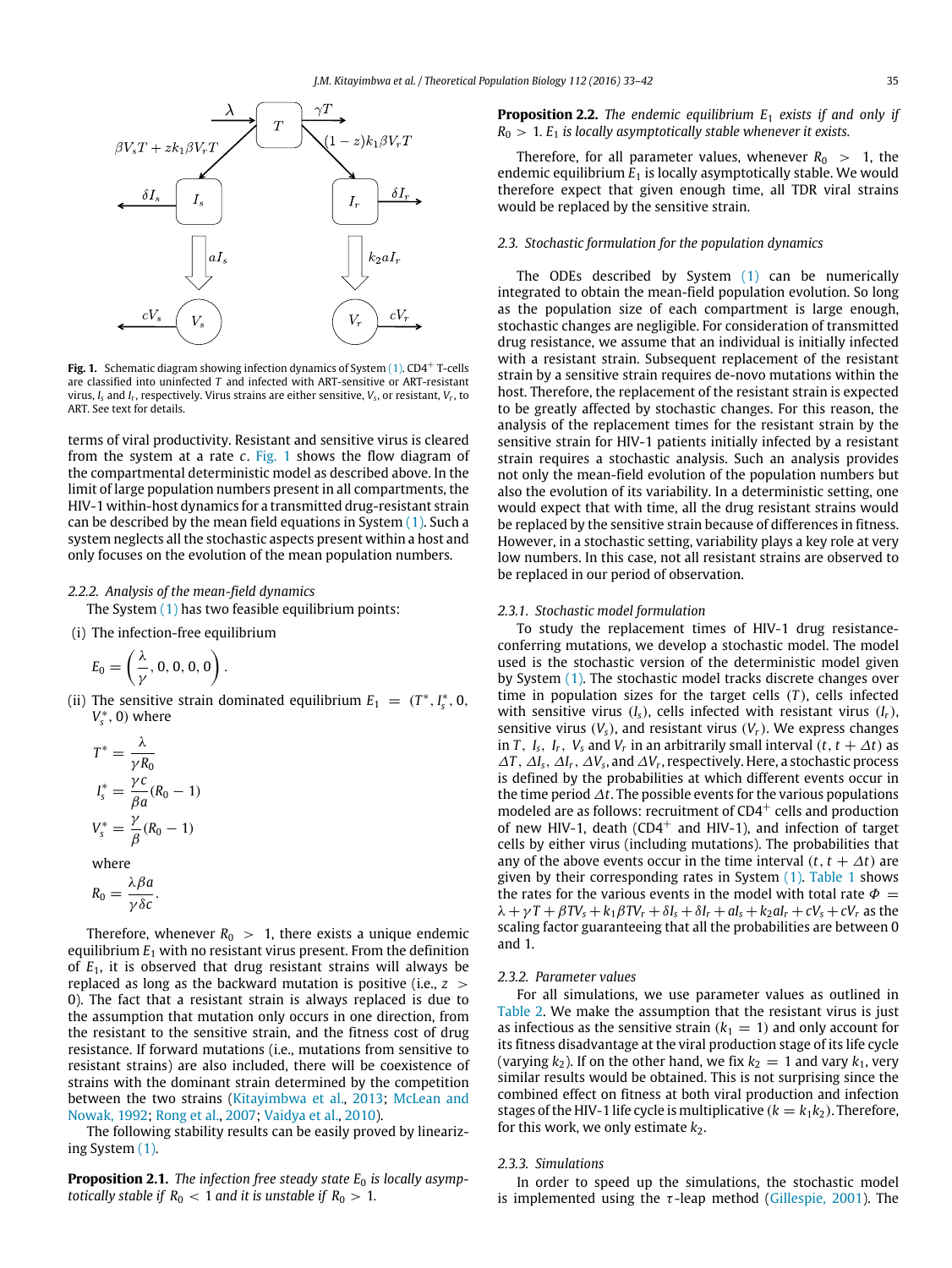**Fig. 1.** Schematic diagram showing infection dynamics of System (1). CD4$^+$ T-cells are classified into uninfected $T$ and infected with ART-sensitive or ART-resistant virus, $I_s$ and $I_r$, respectively. Virus strains are either sensitive, $V_s$, or resistant, $V_r$, to ART. See text for details.

terms of viral productivity. Resistant and sensitive virus is cleared from the system at a rate $c$. Fig. 1 shows the flow diagram of the compartmental deterministic model as described above. In the limit of large population numbers present in all compartments, the HIV-1 within-host dynamics for a transmitted drug-resistant strain can be described by the mean field equations in System (1). Such a system neglects all the stochastic aspects present within a host and only focuses on the evolution of the mean population numbers.

*2.2.2. Analysis of the mean-field dynamics*

The System (1) has two feasible equilibrium points:

(i) The infection-free equilibrium

$$E_0 = \left(\frac{\lambda}{\gamma}, 0, 0, 0, 0\right).$$

(ii) The sensitive strain dominated equilibrium $E_1 = (T^*, I_s^*, 0, V_s^*, 0)$ where

$$T^* = \frac{\lambda}{\gamma R_0}$$

$$I_s^* = \frac{\gamma c}{\beta a}(R_0 - 1)$$

$$V_s^* = \frac{\gamma}{\beta}(R_0 - 1)$$

where

$$R_0 = \frac{\lambda \beta a}{\gamma \delta c}.$$

Therefore, whenever $R_0 > 1$, there exists a unique endemic equilibrium $E_1$ with no resistant virus present. From the definition of $E_1$, it is observed that drug resistant strains will always be replaced as long as the backward mutation is positive (i.e., $z > 0$). The fact that a resistant strain is always replaced is due to the assumption that mutation only occurs in one direction, from the resistant to the sensitive strain, and the fitness cost of drug resistance. If forward mutations (i.e., mutations from sensitive to resistant strains) are also included, there will be coexistence of strains with the dominant strain determined by the competition between the two strains (Kitayimbwa et al., 2013; McLean and Nowak, 1992; Rong et al., 2007; Vaidya et al., 2010).

The following stability results can be easily proved by linearizing System (1).

**Proposition 2.1.** *The infection free steady state $E_0$ is locally asymptotically stable if $R_0 < 1$ and it is unstable if $R_0 > 1$.*

**Proposition 2.2.** *The endemic equilibrium $E_1$ exists if and only if $R_0 > 1$. $E_1$ is locally asymptotically stable whenever it exists.*

Therefore, for all parameter values, whenever $R_0 > 1$, the endemic equilibrium $E_1$ is locally asymptotically stable. We would therefore expect that given enough time, all TDR viral strains would be replaced by the sensitive strain.

*2.3. Stochastic formulation for the population dynamics*

The ODEs described by System (1) can be numerically integrated to obtain the mean-field population evolution. So long as the population size of each compartment is large enough, stochastic changes are negligible. For consideration of transmitted drug resistance, we assume that an individual is initially infected with a resistant strain. Subsequent replacement of the resistant strain by a sensitive strain requires de-novo mutations within the host. Therefore, the replacement of the resistant strain is expected to be greatly affected by stochastic changes. For this reason, the analysis of the replacement times for the resistant strain by the sensitive strain for HIV-1 patients initially infected by a resistant strain requires a stochastic analysis. Such an analysis provides not only the mean-field evolution of the population numbers but also the evolution of its variability. In a deterministic setting, one would expect that with time, all the drug resistant strains would be replaced by the sensitive strain because of differences in fitness. However, in a stochastic setting, variability plays a key role at very low numbers. In this case, not all resistant strains are observed to be replaced in our period of observation.

*2.3.1. Stochastic model formulation*

To study the replacement times of HIV-1 drug resistance-conferring mutations, we develop a stochastic model. The model used is the stochastic version of the deterministic model given by System (1). The stochastic model tracks discrete changes over time in population sizes for the target cells ($T$), cells infected with sensitive virus ($I_s$), cells infected with resistant virus ($I_r$), sensitive virus ($V_s$), and resistant virus ($V_r$). We express changes in $T$, $I_s$, $I_r$, $V_s$ and $V_r$ in an arbitrarily small interval $(t, t + \Delta t)$ as $\Delta T$, $\Delta I_s$, $\Delta I_r$, $\Delta V_s$, and $\Delta V_r$, respectively. Here, a stochastic process is defined by the probabilities at which different events occur in the time period $\Delta t$. The possible events for the various populations modeled are as follows: recruitment of CD4$^+$ cells and production of new HIV-1, death (CD4$^+$ and HIV-1), and infection of target cells by either virus (including mutations). The probabilities that any of the above events occur in the time interval $(t, t + \Delta t)$ are given by their corresponding rates in System (1). Table 1 shows the rates for the various events in the model with total rate $\Phi = \lambda + \gamma T + \beta T V_s + k_1 \beta T V_r + \delta I_s + \delta I_r + a I_s + k_2 a I_r + c V_s + c V_r$ as the scaling factor guaranteeing that all the probabilities are between 0 and 1.

*2.3.2. Parameter values*

For all simulations, we use parameter values as outlined in Table 2. We make the assumption that the resistant virus is just as infectious as the sensitive strain ($k_1 = 1$) and only account for its fitness disadvantage at the viral production stage of its life cycle (varying $k_2$). If on the other hand, we fix $k_2 = 1$ and vary $k_1$, very similar results would be obtained. This is not surprising since the combined effect on fitness at both viral production and infection stages of the HIV-1 life cycle is multiplicative ($k = k_1 k_2$). Therefore, for this work, we only estimate $k_2$.

*2.3.3. Simulations*

In order to speed up the simulations, the stochastic model is implemented using the $\tau$-leap method (Gillespie, 2001). The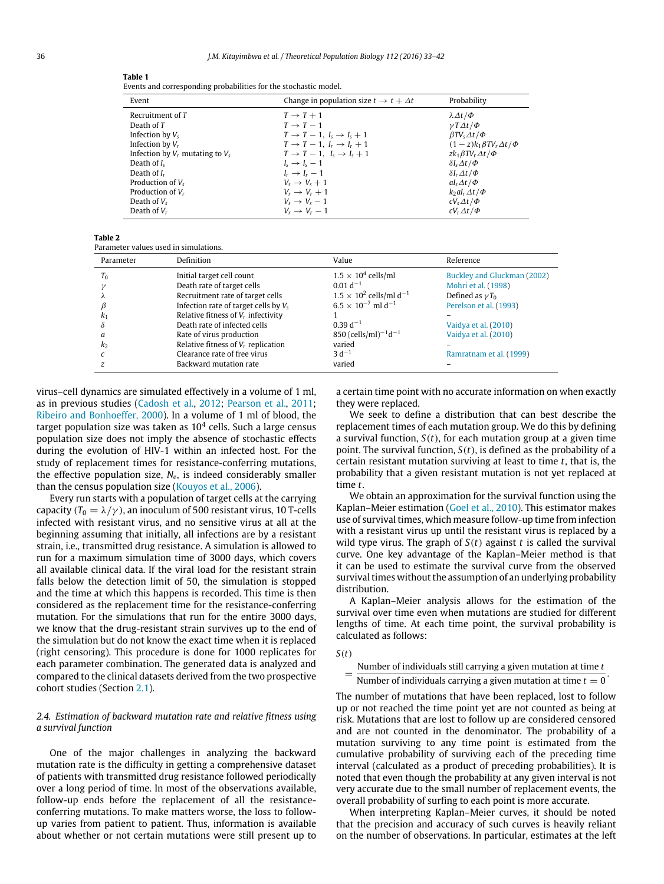**Table 1**
Events and corresponding probabilities for the stochastic model.

| Event | Change in population size $t \to t + \Delta t$ | Probability |
|---|---|---|
| Recruitment of $T$ | $T \to T + 1$ | $\lambda \Delta t/\Phi$ |
| Death of $T$ | $T \to T - 1$ | $\gamma T \Delta t/\Phi$ |
| Infection by $V_s$ | $T \to T - 1,\ I_s \to I_s + 1$ | $\beta T V_s \Delta t/\Phi$ |
| Infection by $V_r$ | $T \to T - 1,\ I_r \to I_r + 1$ | $(1 - z)k_1 \beta T V_r \Delta t/\Phi$ |
| Infection by $V_r$ mutating to $V_s$ | $T \to T - 1,\ I_s \to I_s + 1$ | $z k_1 \beta T V_r \Delta t/\Phi$ |
| Death of $I_s$ | $I_s \to I_s - 1$ | $\delta I_s \Delta t/\Phi$ |
| Death of $I_r$ | $I_r \to I_r - 1$ | $\delta I_r \Delta t/\Phi$ |
| Production of $V_s$ | $V_s \to V_s + 1$ | $a I_s \Delta t/\Phi$ |
| Production of $V_r$ | $V_r \to V_r + 1$ | $k_2 a I_r \Delta t/\Phi$ |
| Death of $V_s$ | $V_s \to V_s - 1$ | $c V_s \Delta t/\Phi$ |
| Death of $V_r$ | $V_r \to V_r - 1$ | $c V_r \Delta t/\Phi$ |

**Table 2**
Parameter values used in simulations.

| Parameter | Definition | Value | Reference |
|---|---|---|---|
| $T_0$ | Initial target cell count | $1.5 \times 10^4$ cells/ml | Buckley and Gluckman (2002) |
| $\gamma$ | Death rate of target cells | $0.01\ \text{d}^{-1}$ | Mohri et al. (1998) |
| $\lambda$ | Recruitment rate of target cells | $1.5 \times 10^2$ cells/ml $\text{d}^{-1}$ | Defined as $\gamma T_0$ |
| $\beta$ | Infection rate of target cells by $V_s$ | $6.5 \times 10^{-7}$ ml $\text{d}^{-1}$ | Perelson et al. (1993) |
| $k_1$ | Relative fitness of $V_r$ infectivity | 1 | – |
| $\delta$ | Death rate of infected cells | $0.39\ \text{d}^{-1}$ | Vaidya et al. (2010) |
| $a$ | Rate of virus production | 850 (cells/ml)$^{-1}$d$^{-1}$ | Vaidya et al. (2010) |
| $k_2$ | Relative fitness of $V_r$ replication | varied | – |
| $c$ | Clearance rate of free virus | $3\ \text{d}^{-1}$ | Ramratnam et al. (1999) |
| $z$ | Backward mutation rate | varied | – |

virus–cell dynamics are simulated effectively in a volume of 1 ml, as in previous studies (Cadosh et al., 2012; Pearson et al., 2011; Ribeiro and Bonhoeffer, 2000). In a volume of 1 ml of blood, the target population size was taken as $10^4$ cells. Such a large census population size does not imply the absence of stochastic effects during the evolution of HIV-1 within an infected host. For the study of replacement times for resistance-conferring mutations, the effective population size, $N_e$, is indeed considerably smaller than the census population size (Kouyos et al., 2006).

Every run starts with a population of target cells at the carrying capacity ($T_0 = \lambda/\gamma$), an inoculum of 500 resistant virus, 10 T-cells infected with resistant virus, and no sensitive virus at all at the beginning assuming that initially, all infections are by a resistant strain, i.e., transmitted drug resistance. A simulation is allowed to run for a maximum simulation time of 3000 days, which covers all available clinical data. If the viral load for the resistant strain falls below the detection limit of 50, the simulation is stopped and the time at which this happens is recorded. This time is then considered as the replacement time for the resistance-conferring mutation. For the simulations that run for the entire 3000 days, we know that the drug-resistant strain survives up to the end of the simulation but do not know the exact time when it is replaced (right censoring). This procedure is done for 1000 replicates for each parameter combination. The generated data is analyzed and compared to the clinical datasets derived from the two prospective cohort studies (Section 2.1).

### 2.4. Estimation of backward mutation rate and relative fitness using a survival function

One of the major challenges in analyzing the backward mutation rate is the difficulty in getting a comprehensive dataset of patients with transmitted drug resistance followed periodically over a long period of time. In most of the observations available, follow-up ends before the replacement of all the resistance-conferring mutations. To make matters worse, the loss to follow-up varies from patient to patient. Thus, information is available about whether or not certain mutations were still present up to a certain time point with no accurate information on when exactly they were replaced.

We seek to define a distribution that can best describe the replacement times of each mutation group. We do this by defining a survival function, $S(t)$, for each mutation group at a given time point. The survival function, $S(t)$, is defined as the probability of a certain resistant mutation surviving at least to time $t$, that is, the probability that a given resistant mutation is not yet replaced at time $t$.

We obtain an approximation for the survival function using the Kaplan–Meier estimation (Goel et al., 2010). This estimator makes use of survival times, which measure follow-up time from infection with a resistant virus up until the resistant virus is replaced by a wild type virus. The graph of $S(t)$ against $t$ is called the survival curve. One key advantage of the Kaplan–Meier method is that it can be used to estimate the survival curve from the observed survival times without the assumption of an underlying probability distribution.

A Kaplan–Meier analysis allows for the estimation of the survival over time even when mutations are studied for different lengths of time. At each time point, the survival probability is calculated as follows:

$$S(t) = \frac{\text{Number of individuals still carrying a given mutation at time } t}{\text{Number of individuals carrying a given mutation at time } t = 0}.$$

The number of mutations that have been replaced, lost to follow up or not reached the time point yet are not counted as being at risk. Mutations that are lost to follow up are considered censored and are not counted in the denominator. The probability of a mutation surviving to any time point is estimated from the cumulative probability of surviving each of the preceding time interval (calculated as a product of preceding probabilities). It is noted that even though the probability at any given interval is not very accurate due to the small number of replacement events, the overall probability of surfing to each point is more accurate.

When interpreting Kaplan–Meier curves, it should be noted that the precision and accuracy of such curves is heavily reliant on the number of observations. In particular, estimates at the left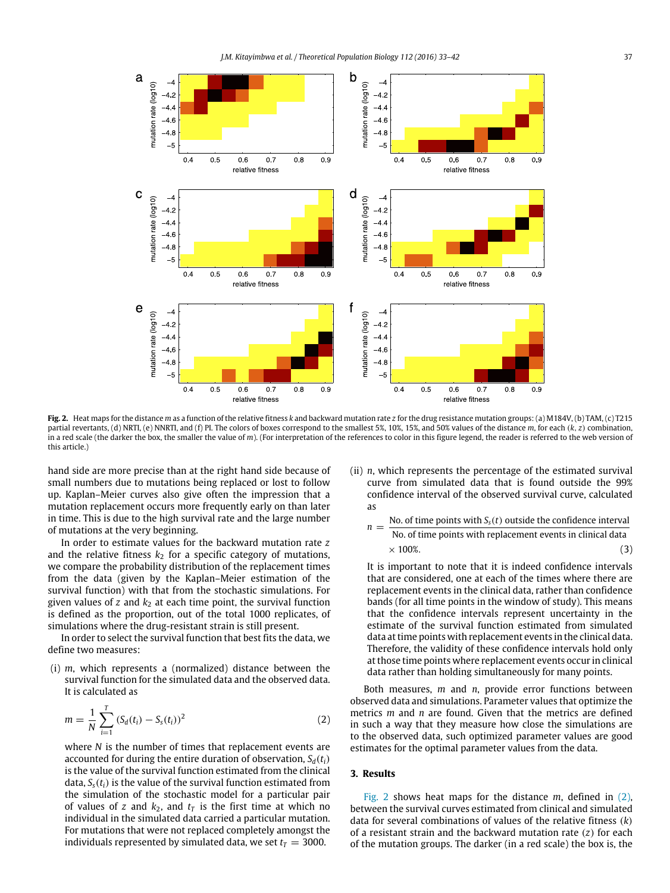**Fig. 2.** Heat maps for the distance *m* as a function of the relative fitness *k* and backward mutation rate *z* for the drug resistance mutation groups: (a) M184V, (b) TAM, (c) T215 partial revertants, (d) NRTI, (e) NNRTI, and (f) PI. The colors of boxes correspond to the smallest 5%, 10%, 15%, and 50% values of the distance *m*, for each (*k*, *z*) combination, in a red scale (the darker the box, the smaller the value of *m*). (For interpretation of the references to color in this figure legend, the reader is referred to the web version of this article.)

hand side are more precise than at the right hand side because of small numbers due to mutations being replaced or lost to follow up. Kaplan–Meier curves also give often the impression that a mutation replacement occurs more frequently early on than later in time. This is due to the high survival rate and the large number of mutations at the very beginning.

In order to estimate values for the backward mutation rate $z$ and the relative fitness $k_2$ for a specific category of mutations, we compare the probability distribution of the replacement times from the data (given by the Kaplan–Meier estimation of the survival function) with that from the stochastic simulations. For given values of $z$ and $k_2$ at each time point, the survival function is defined as the proportion, out of the total 1000 replicates, of simulations where the drug-resistant strain is still present.

In order to select the survival function that best fits the data, we define two measures:

(i) $m$, which represents a (normalized) distance between the survival function for the simulated data and the observed data. It is calculated as

$$m = \frac{1}{N}\sum_{i=1}^{T}\left(S_d(t_i) - S_s(t_i)\right)^2 \tag{2}$$

where $N$ is the number of times that replacement events are accounted for during the entire duration of observation, $S_d(t_i)$ is the value of the survival function estimated from the clinical data, $S_s(t_i)$ is the value of the survival function estimated from the simulation of the stochastic model for a particular pair of values of $z$ and $k_2$, and $t_T$ is the first time at which no individual in the simulated data carried a particular mutation. For mutations that were not replaced completely amongst the individuals represented by simulated data, we set $t_T = 3000$.

(ii) $n$, which represents the percentage of the estimated survival curve from simulated data that is found outside the 99% confidence interval of the observed survival curve, calculated as

$$n = \frac{\text{No. of time points with } S_s(t) \text{ outside the confidence interval}}{\text{No. of time points with replacement events in clinical data}} \times 100\%. \tag{3}$$

It is important to note that it is indeed confidence intervals that are considered, one at each of the times where there are replacement events in the clinical data, rather than confidence bands (for all time points in the window of study). This means that the confidence intervals represent uncertainty in the estimate of the survival function estimated from simulated data at time points with replacement events in the clinical data. Therefore, the validity of these confidence intervals hold only at those time points where replacement events occur in clinical data rather than holding simultaneously for many points.

Both measures, $m$ and $n$, provide error functions between observed data and simulations. Parameter values that optimize the metrics $m$ and $n$ are found. Given that the metrics are defined in such a way that they measure how close the simulations are to the observed data, such optimized parameter values are good estimates for the optimal parameter values from the data.

## 3. Results

Fig. 2 shows heat maps for the distance $m$, defined in (2), between the survival curves estimated from clinical and simulated data for several combinations of values of the relative fitness ($k$) of a resistant strain and the backward mutation rate ($z$) for each of the mutation groups. The darker (in a red scale) the box is, the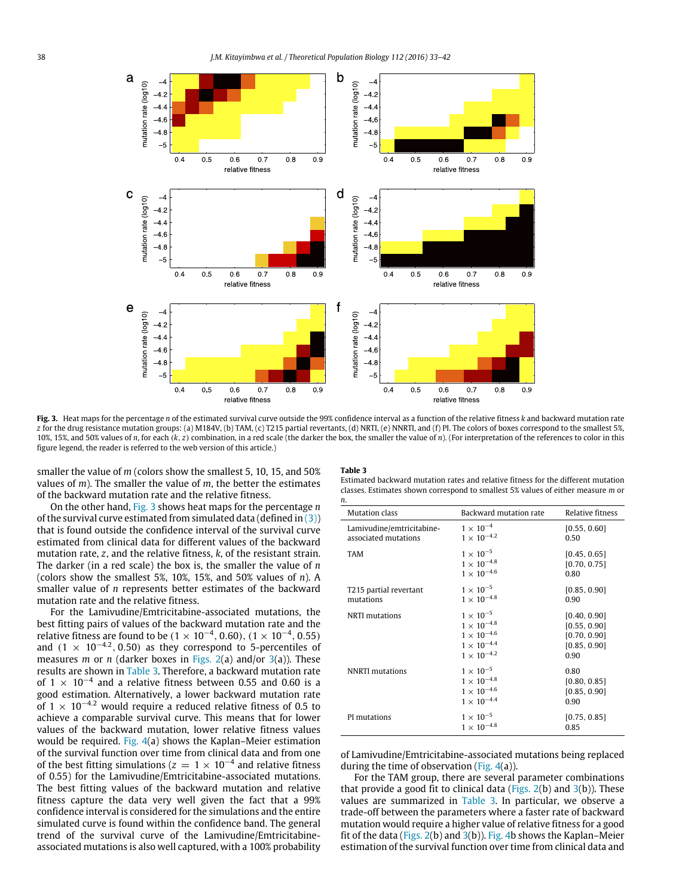**Fig. 3.** Heat maps for the percentage $n$ of the estimated survival curve outside the 99% confidence interval as a function of the relative fitness $k$ and backward mutation rate $z$ for the drug resistance mutation groups: (a) M184V, (b) TAM, (c) T215 partial revertants, (d) NRTI, (e) NNRTI, and (f) PI. The colors of boxes correspond to the smallest 5%, 10%, 15%, and 50% values of $n$, for each $(k, z)$ combination, in a red scale (the darker the box, the smaller the value of $n$). (For interpretation of the references to color in this figure legend, the reader is referred to the web version of this article.)

smaller the value of $m$ (colors show the smallest 5, 10, 15, and 50% values of $m$). The smaller the value of $m$, the better the estimates of the backward mutation rate and the relative fitness.

On the other hand, Fig. 3 shows heat maps for the percentage $n$ of the survival curve estimated from simulated data (defined in (3)) that is found outside the confidence interval of the survival curve estimated from clinical data for different values of the backward mutation rate, $z$, and the relative fitness, $k$, of the resistant strain. The darker (in a red scale) the box is, the smaller the value of $n$ (colors show the smallest 5%, 10%, 15%, and 50% values of $n$). A smaller value of $n$ represents better estimates of the backward mutation rate and the relative fitness.

For the Lamivudine/Emtricitabine-associated mutations, the best fitting pairs of values of the backward mutation rate and the relative fitness are found to be $(1\times10^{-4}, 0.60)$, $(1\times10^{-4}, 0.55)$ and $(1\times10^{-4.2}, 0.50)$ as they correspond to 5-percentiles of measures $m$ or $n$ (darker boxes in Figs. 2(a) and/or 3(a)). These results are shown in Table 3. Therefore, a backward mutation rate of $1\times10^{-4}$ and a relative fitness between 0.55 and 0.60 is a good estimation. Alternatively, a lower backward mutation rate of $1\times10^{-4.2}$ would require a reduced relative fitness of 0.5 to achieve a comparable survival curve. This means that for lower values of the backward mutation, lower relative fitness values would be required. Fig. 4(a) shows the Kaplan–Meier estimation of the survival function over time from clinical data and from one of the best fitting simulations ($z = 1\times10^{-4}$ and relative fitness of 0.55) for the Lamivudine/Emtricitabine-associated mutations. The best fitting values of the backward mutation and relative fitness capture the data very well given the fact that a 99% confidence interval is considered for the simulations and the entire simulated curve is found within the confidence band. The general trend of the survival curve of the Lamivudine/Emtricitabine-associated mutations is also well captured, with a 100% probability of Lamivudine/Emtricitabine-associated mutations being replaced during the time of observation (Fig. 4(a)).

**Table 3**
Estimated backward mutation rates and relative fitness for the different mutation classes. Estimates shown correspond to smallest 5% values of either measure $m$ or $n$.

| Mutation class | Backward mutation rate | Relative fitness |
|---|---|---|
| Lamivudine/emtricitabine-associated mutations | $1\times10^{-4}$ | [0.55, 0.60] |
| | $1\times10^{-4.2}$ | 0.50 |
| TAM | $1\times10^{-5}$ | [0.45, 0.65] |
| | $1\times10^{-4.8}$ | [0.70, 0.75] |
| | $1\times10^{-4.6}$ | 0.80 |
| T215 partial revertant mutations | $1\times10^{-5}$ | [0.85, 0.90] |
| | $1\times10^{-4.8}$ | 0.90 |
| NRTI mutations | $1\times10^{-5}$ | [0.40, 0.90] |
| | $1\times10^{-4.8}$ | [0.55, 0.90] |
| | $1\times10^{-4.6}$ | [0.70, 0.90] |
| | $1\times10^{-4.4}$ | [0.85, 0.90] |
| | $1\times10^{-4.2}$ | 0.90 |
| NNRTI mutations | $1\times10^{-5}$ | 0.80 |
| | $1\times10^{-4.8}$ | [0.80, 0.85] |
| | $1\times10^{-4.6}$ | [0.85, 0.90] |
| | $1\times10^{-4.4}$ | 0.90 |
| PI mutations | $1\times10^{-5}$ | [0.75, 0.85] |
| | $1\times10^{-4.8}$ | 0.85 |

For the TAM group, there are several parameter combinations that provide a good fit to clinical data (Figs. 2(b) and 3(b)). These values are summarized in Table 3. In particular, we observe a trade-off between the parameters where a faster rate of backward mutation would require a higher value of relative fitness for a good fit of the data (Figs. 2(b) and 3(b)). Fig. 4b shows the Kaplan–Meier estimation of the survival function over time from clinical data and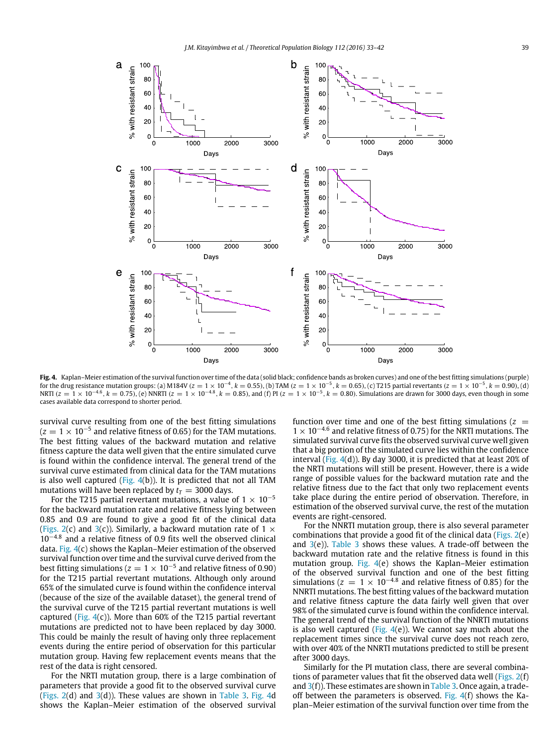**Fig. 4.** Kaplan–Meier estimation of the survival function over time of the data (solid black; confidence bands as broken curves) and one of the best fitting simulations (purple) for the drug resistance mutation groups: (a) M184V ($z = 1 \times 10^{-4}$, $k = 0.55$), (b) TAM ($z = 1 \times 10^{-5}$, $k = 0.65$), (c) T215 partial revertants ($z = 1 \times 10^{-5}$, $k = 0.90$), (d) NRTI ($z = 1 \times 10^{-4.6}$, $k = 0.75$), (e) NNRTI ($z = 1 \times 10^{-4.8}$, $k = 0.85$), and (f) PI ($z = 1 \times 10^{-5}$, $k = 0.80$). Simulations are drawn for 3000 days, even though in some cases available data correspond to shorter period.

survival curve resulting from one of the best fitting simulations ($z = 1 \times 10^{-5}$ and relative fitness of 0.65) for the TAM mutations. The best fitting values of the backward mutation and relative fitness capture the data well given that the entire simulated curve is found within the confidence interval. The general trend of the survival curve estimated from clinical data for the TAM mutations is also well captured (Fig. 4(b)). It is predicted that not all TAM mutations will have been replaced by $t_T = 3000$ days.

For the T215 partial revertant mutations, a value of $1 \times 10^{-5}$ for the backward mutation rate and relative fitness lying between 0.85 and 0.9 are found to give a good fit of the clinical data (Figs. 2(c) and 3(c)). Similarly, a backward mutation rate of $1 \times 10^{-4.8}$ and a relative fitness of 0.9 fits well the observed clinical data. Fig. 4(c) shows the Kaplan–Meier estimation of the observed survival function over time and the survival curve derived from the best fitting simulations ($z = 1 \times 10^{-5}$ and relative fitness of 0.90) for the T215 partial revertant mutations. Although only around 65% of the simulated curve is found within the confidence interval (because of the size of the available dataset), the general trend of the survival curve of the T215 partial revertant mutations is well captured (Fig. 4(c)). More than 60% of the T215 partial revertant mutations are predicted not to have been replaced by day 3000. This could be mainly the result of having only three replacement events during the entire period of observation for this particular mutation group. Having few replacement events means that the rest of the data is right censored.

For the NRTI mutation group, there is a large combination of parameters that provide a good fit to the observed survival curve (Figs. 2(d) and 3(d)). These values are shown in Table 3. Fig. 4d shows the Kaplan–Meier estimation of the observed survival function over time and one of the best fitting simulations ($z = 1 \times 10^{-4.6}$ and relative fitness of 0.75) for the NRTI mutations. The simulated survival curve fits the observed survival curve well given that a big portion of the simulated curve lies within the confidence interval (Fig. 4(d)). By day 3000, it is predicted that at least 20% of the NRTI mutations will still be present. However, there is a wide range of possible values for the backward mutation rate and the relative fitness due to the fact that only two replacement events take place during the entire period of observation. Therefore, in estimation of the observed survival curve, the rest of the mutation events are right-censored.

For the NNRTI mutation group, there is also several parameter combinations that provide a good fit of the clinical data (Figs. 2(e) and 3(e)). Table 3 shows these values. A trade-off between the backward mutation rate and the relative fitness is found in this mutation group. Fig. 4(e) shows the Kaplan–Meier estimation of the observed survival function and one of the best fitting simulations ($z = 1 \times 10^{-4.8}$ and relative fitness of 0.85) for the NNRTI mutations. The best fitting values of the backward mutation and relative fitness capture the data fairly well given that over 98% of the simulated curve is found within the confidence interval. The general trend of the survival function of the NNRTI mutations is also well captured (Fig. 4(e)). We cannot say much about the replacement times since the survival curve does not reach zero, with over 40% of the NNRTI mutations predicted to still be present after 3000 days.

Similarly for the PI mutation class, there are several combinations of parameter values that fit the observed data well (Figs. 2(f) and 3(f)). These estimates are shown in Table 3. Once again, a trade-off between the parameters is observed. Fig. 4(f) shows the Kaplan–Meier estimation of the survival function over time from the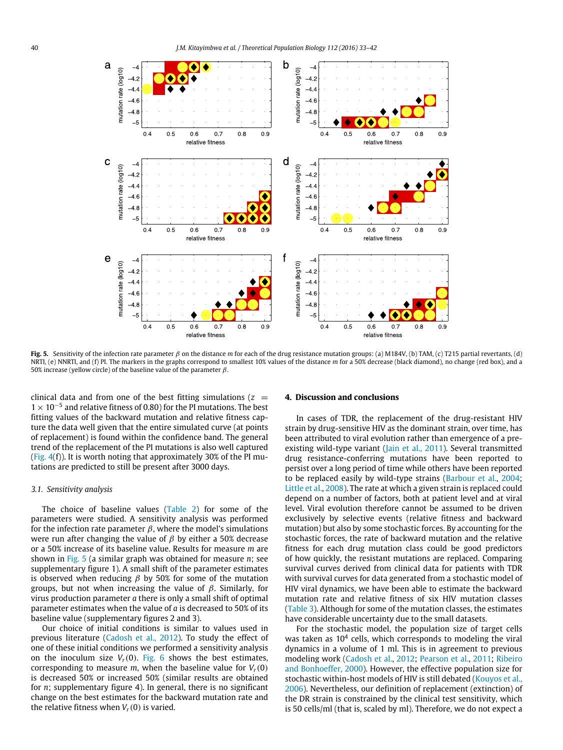**Fig. 5.** Sensitivity of the infection rate parameter $\beta$ on the distance $m$ for each of the drug resistance mutation groups: (a) M184V, (b) TAM, (c) T215 partial revertants, (d) NRTI, (e) NNRTI, and (f) PI. The markers in the graphs correspond to smallest 10% values of the distance $m$ for a 50% decrease (black diamond), no change (red box), and a 50% increase (yellow circle) of the baseline value of the parameter $\beta$.

clinical data and from one of the best fitting simulations ($z = 1 \times 10^{-5}$ and relative fitness of 0.80) for the PI mutations. The best fitting values of the backward mutation and relative fitness capture the data well given that the entire simulated curve (at points of replacement) is found within the confidence band. The general trend of the replacement of the PI mutations is also well captured (Fig. 4(f)). It is worth noting that approximately 30% of the PI mutations are predicted to still be present after 3000 days.

### 3.1. Sensitivity analysis

The choice of baseline values (Table 2) for some of the parameters were studied. A sensitivity analysis was performed for the infection rate parameter $\beta$, where the model's simulations were run after changing the value of $\beta$ by either a 50% decrease or a 50% increase of its baseline value. Results for measure $m$ are shown in Fig. 5 (a similar graph was obtained for measure $n$; see supplementary figure 1). A small shift of the parameter estimates is observed when reducing $\beta$ by 50% for some of the mutation groups, but not when increasing the value of $\beta$. Similarly, for virus production parameter $a$ there is only a small shift of optimal parameter estimates when the value of $a$ is decreased to 50% of its baseline value (supplementary figures 2 and 3).

Our choice of initial conditions is similar to values used in previous literature (Cadosh et al., 2012). To study the effect of one of these initial conditions we performed a sensitivity analysis on the inoculum size $V_r(0)$. Fig. 6 shows the best estimates, corresponding to measure $m$, when the baseline value for $V_r(0)$ is decreased 50% or increased 50% (similar results are obtained for $n$; supplementary figure 4). In general, there is no significant change on the best estimates for the backward mutation rate and the relative fitness when $V_r(0)$ is varied.

## 4. Discussion and conclusions

In cases of TDR, the replacement of the drug-resistant HIV strain by drug-sensitive HIV as the dominant strain, over time, has been attributed to viral evolution rather than emergence of a pre-existing wild-type variant (Jain et al., 2011). Several transmitted drug resistance-conferring mutations have been reported to persist over a long period of time while others have been reported to be replaced easily by wild-type strains (Barbour et al., 2004; Little et al., 2008). The rate at which a given strain is replaced could depend on a number of factors, both at patient level and at viral level. Viral evolution therefore cannot be assumed to be driven exclusively by selective events (relative fitness and backward mutation) but also by some stochastic forces. By accounting for the stochastic forces, the rate of backward mutation and the relative fitness for each drug mutation class could be good predictors of how quickly, the resistant mutations are replaced. Comparing survival curves derived from clinical data for patients with TDR with survival curves for data generated from a stochastic model of HIV viral dynamics, we have been able to estimate the backward mutation rate and relative fitness of six HIV mutation classes (Table 3). Although for some of the mutation classes, the estimates have considerable uncertainty due to the small datasets.

For the stochastic model, the population size of target cells was taken as $10^4$ cells, which corresponds to modeling the viral dynamics in a volume of 1 ml. This is in agreement to previous modeling work (Cadosh et al., 2012; Pearson et al., 2011; Ribeiro and Bonhoeffer, 2000). However, the effective population size for stochastic within-host models of HIV is still debated (Kouyos et al., 2006). Nevertheless, our definition of replacement (extinction) of the DR strain is constrained by the clinical test sensitivity, which is 50 cells/ml (that is, scaled by ml). Therefore, we do not expect a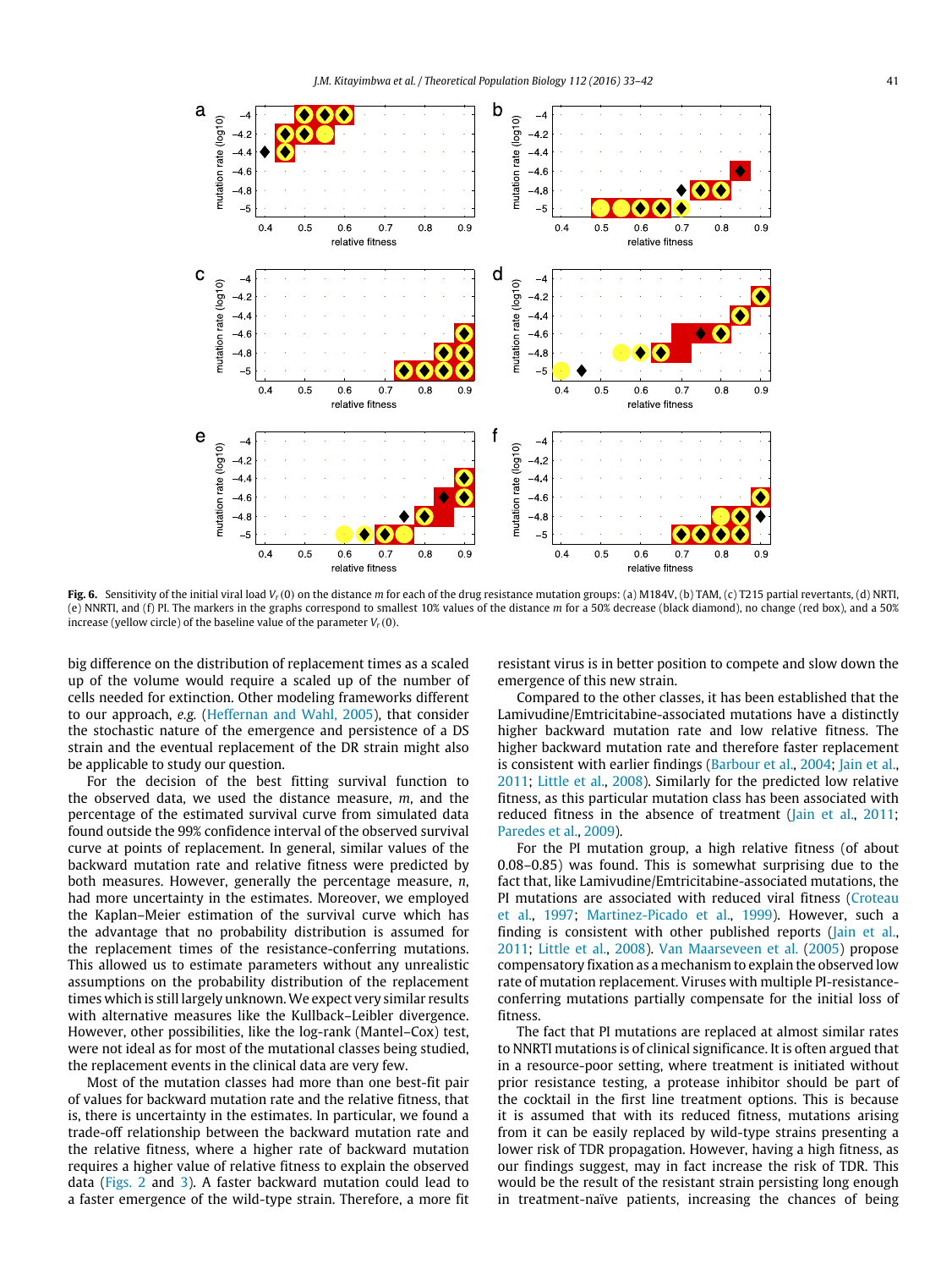a

mutation rate (log10)

−4
−4.2
−4.4
−4.6
−4.8
−5

0.4 0.5 0.6 0.7 0.8 0.9

relative fitness

b

mutation rate (log10)

−4
−4.2
−4.4
−4.6
−4.8
−5

0.4 0.5 0.6 0.7 0.8 0.9

relative fitness

c

mutation rate (log10)

−4
−4.2
−4.4
−4.6
−4.8
−5

0.4 0.5 0.6 0.7 0.8 0.9

relative fitness

d

mutation rate (log10)

−4
−4.2
−4.4
−4.6
−4.8
−5

0.4 0.5 0.6 0.7 0.8 0.9

relative fitness

e

mutation rate (log10)

−4
−4.2
−4.4
−4.6
−4.8
−5

0.4 0.5 0.6 0.7 0.8 0.9

relative fitness

f

mutation rate (log10)

−4
−4.2
−4.4
−4.6
−4.8
−5

0.4 0.5 0.6 0.7 0.8 0.9

relative fitness

**Fig. 6.** Sensitivity of the initial viral load $V_r(0)$ on the distance $m$ for each of the drug resistance mutation groups: (a) M184V, (b) TAM, (c) T215 partial revertants, (d) NRTI, (e) NNRTI, and (f) PI. The markers in the graphs correspond to smallest 10% values of the distance $m$ for a 50% decrease (black diamond), no change (red box), and a 50% increase (yellow circle) of the baseline value of the parameter $V_r(0)$.

big difference on the distribution of replacement times as a scaled up of the volume would require a scaled up of the number of cells needed for extinction. Other modeling frameworks different to our approach, *e.g.* (Heffernan and Wahl, 2005), that consider the stochastic nature of the emergence and persistence of a DS strain and the eventual replacement of the DR strain might also be applicable to study our question.

For the decision of the best fitting survival function to the observed data, we used the distance measure, $m$, and the percentage of the estimated survival curve from simulated data found outside the 99% confidence interval of the observed survival curve at points of replacement. In general, similar values of the backward mutation rate and relative fitness were predicted by both measures. However, generally the percentage measure, $n$, had more uncertainty in the estimates. Moreover, we employed the Kaplan–Meier estimation of the survival curve which has the advantage that no probability distribution is assumed for the replacement times of the resistance-conferring mutations. This allowed us to estimate parameters without any unrealistic assumptions on the probability distribution of the replacement times which is still largely unknown. We expect very similar results with alternative measures like the Kullback–Leibler divergence. However, other possibilities, like the log-rank (Mantel–Cox) test, were not ideal as for most of the mutational classes being studied, the replacement events in the clinical data are very few.

Most of the mutation classes had more than one best-fit pair of values for backward mutation rate and the relative fitness, that is, there is uncertainty in the estimates. In particular, we found a trade-off relationship between the backward mutation rate and the relative fitness, where a higher rate of backward mutation requires a higher value of relative fitness to explain the observed data (Figs. 2 and 3). A faster backward mutation could lead to a faster emergence of the wild-type strain. Therefore, a more fit resistant virus is in better position to compete and slow down the emergence of this new strain.

Compared to the other classes, it has been established that the Lamivudine/Emtricitabine-associated mutations have a distinctly higher backward mutation rate and low relative fitness. The higher backward mutation rate and therefore faster replacement is consistent with earlier findings (Barbour et al., 2004; Jain et al., 2011; Little et al., 2008). Similarly for the predicted low relative fitness, as this particular mutation class has been associated with reduced fitness in the absence of treatment (Jain et al., 2011; Paredes et al., 2009).

For the PI mutation group, a high relative fitness (of about 0.08–0.85) was found. This is somewhat surprising due to the fact that, like Lamivudine/Emtricitabine-associated mutations, the PI mutations are associated with reduced viral fitness (Croteau et al., 1997; Martinez-Picado et al., 1999). However, such a finding is consistent with other published reports (Jain et al., 2011; Little et al., 2008). Van Maarseveen et al. (2005) propose compensatory fixation as a mechanism to explain the observed low rate of mutation replacement. Viruses with multiple PI-resistance-conferring mutations partially compensate for the initial loss of fitness.

The fact that PI mutations are replaced at almost similar rates to NNRTI mutations is of clinical significance. It is often argued that in a resource-poor setting, where treatment is initiated without prior resistance testing, a protease inhibitor should be part of the cocktail in the first line treatment options. This is because it is assumed that with its reduced fitness, mutations arising from it can be easily replaced by wild-type strains presenting a lower risk of TDR propagation. However, having a high fitness, as our findings suggest, may in fact increase the risk of TDR. This would be the result of the resistant strain persisting long enough in treatment-naïve patients, increasing the chances of being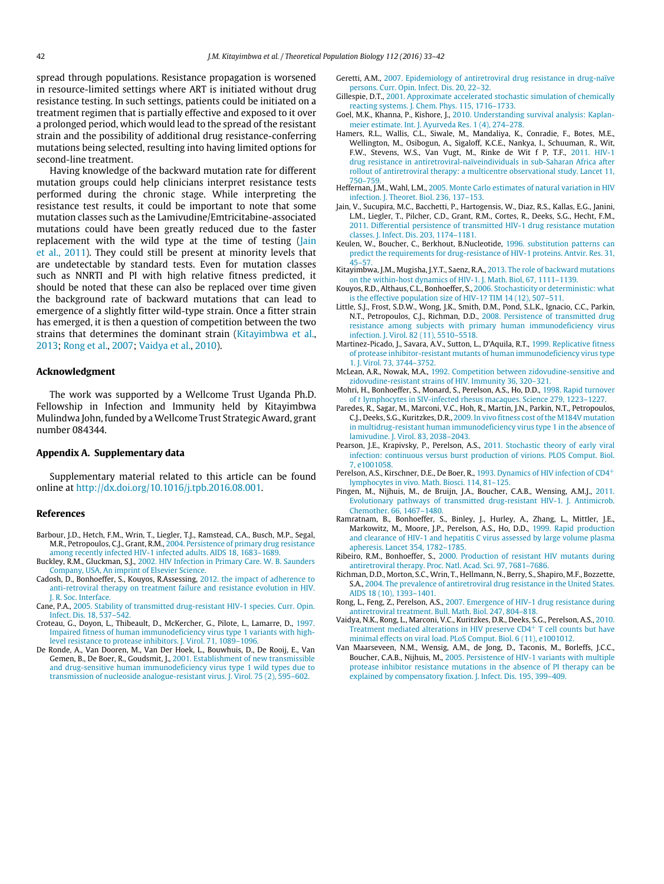spread through populations. Resistance propagation is worsened in resource-limited settings where ART is initiated without drug resistance testing. In such settings, patients could be initiated on a treatment regimen that is partially effective and exposed to it over a prolonged period, which would lead to the spread of the resistant strain and the possibility of additional drug resistance-conferring mutations being selected, resulting into having limited options for second-line treatment.

Having knowledge of the backward mutation rate for different mutation groups could help clinicians interpret resistance tests performed during the chronic stage. While interpreting the resistance test results, it could be important to note that some mutation classes such as the Lamivudine/Emtricitabine-associated mutations could have been greatly reduced due to the faster replacement with the wild type at the time of testing (Jain et al., 2011). They could still be present at minority levels that are undetectable by standard tests. Even for mutation classes such as NNRTI and PI with high relative fitness predicted, it should be noted that these can also be replaced over time given the background rate of backward mutations that can lead to emergence of a slightly fitter wild-type strain. Once a fitter strain has emerged, it is then a question of competition between the two strains that determines the dominant strain (Kitayimbwa et al., 2013; Rong et al., 2007; Vaidya et al., 2010).

## Acknowledgment

The work was supported by a Wellcome Trust Uganda Ph.D. Fellowship in Infection and Immunity held by Kitayimbwa Mulindwa John, funded by a Wellcome Trust Strategic Award, grant number 084344.

## Appendix A. Supplementary data

Supplementary material related to this article can be found online at http://dx.doi.org/10.1016/j.tpb.2016.08.001.

## References

Barbour, J.D., Hetch, F.M., Wrin, T., Liegler, T.J., Ramstead, C.A., Busch, M.P., Segal, M.R., Petropoulos, C.J., Grant, R.M., 2004. Persistence of primary drug resistance among recently infected HIV-1 infected adults. AIDS 18, 1683–1689.

Buckley, R.M., Gluckman, S.J., 2002. HIV Infection in Primary Care. W. B. Saunders Company, USA, An imprint of Elsevier Science.

Cadosh, D., Bonhoeffer, S., Kouyos, R.Assessing, 2012. the impact of adherence to anti-retroviral therapy on treatment failure and resistance evolution in HIV. J. R. Soc. Interface.

Cane, P.A., 2005. Stability of transmitted drug-resistant HIV-1 species. Curr. Opin. Infect. Dis. 18, 537–542.

Croteau, G., Doyon, L., Thibeault, D., McKercher, G., Pilote, L., Lamarre, D., 1997. Impaired fitness of human immunodeficiency virus type 1 variants with high-level resistance to protease inhibitors. J. Virol. 71, 1089–1096.

De Ronde, A., Van Dooren, M., Van Der Hoek, L., Bouwhuis, D., De Rooij, E., Van Gemen, B., De Boer, R., Goudsmit, J., 2001. Establishment of new transmissible and drug-sensitive human immunodeficiency virus type 1 wild types due to transmission of nucleoside analogue-resistant virus. J. Virol. 75 (2), 595–602.

Geretti, A.M., 2007. Epidemiology of antiretroviral drug resistance in drug-naïve persons. Curr. Opin. Infect. Dis. 20, 22–32.

Gillespie, D.T., 2001. Approximate accelerated stochastic simulation of chemically reacting systems. J. Chem. Phys. 115, 1716–1733.

Goel, M.K., Khanna, P., Kishore, J., 2010. Understanding survival analysis: Kaplan-meier estimate. Int. J. Ayurveda Res. 1 (4), 274–278.

Hamers, R.L., Wallis, C.L., Siwale, M., Mandaliya, K., Conradie, F., Botes, M.E., Wellington, M., Osibogun, A., Sigaloff, K.C.E., Nankya, I., Schuuman, R., Wit, F.W., Stevens, W.S., Van Vugt, M., Rinke de Wit f P, T.F., 2011. HIV-1 drug resistance in antiretroviral-naïveindividuals in sub-Saharan Africa after rollout of antiretroviral therapy: a multicentre observational study. Lancet 11, 750–759.

Heffernan, J.M., Wahl, L.M., 2005. Monte Carlo estimates of natural variation in HIV infection. J. Theoret. Biol. 236, 137–153.

Jain, V., Sucupira, M.C., Bacchetti, P., Hartogensis, W., Diaz, R.S., Kallas, E.G., Janini, L.M., Liegler, T., Pilcher, C.D., Grant, R.M., Cortes, R., Deeks, S.G., Hecht, F.M., 2011. Differential persistence of transmitted HIV-1 drug resistance mutation classes. J. Infect. Dis. 203, 1174–1181.

Keulen, W., Boucher, C., Berkhout, B.Nucleotide, 1996. substitution patterns can predict the requirements for drug-resistance of HIV-1 proteins. Antvir. Res. 31, 45–57.

Kitayimbwa, J.M., Mugisha, J.Y.T., Saenz, R.A., 2013. The role of backward mutations on the within-host dynamics of HIV-1. J. Math. Biol, 67, 1111–1139.

Kouyos, R.D., Althaus, C.L., Bonhoeffer, S., 2006. Stochasticity or deterministic: what is the effective population size of HIV-1? TIM 14 (12), 507–511.

Little, S.J., Frost, S.D.W., Wong, J.K., Smith, D.M., Pond, S.L.K., Ignacio, C.C., Parkin, N.T., Petropoulos, C.J., Richman, D.D., 2008. Persistence of transmitted drug resistance among subjects with primary human immunodeficiency virus infection. J. Virol. 82 (11), 5510–5518.

Martinez-Picado, J., Savara, A.V., Sutton, L., D'Aquila, R.T., 1999. Replicative fitness of protease inhibitor-resistant mutants of human immunodeficiency virus type 1. J. Virol. 73, 3744–3752.

McLean, A.R., Nowak, M.A., 1992. Competition between zidovudine-sensitive and zidovudine-resistant strains of HIV. Immunity 36, 320–321.

Mohri, H., Bonhoeffer, S., Monard, S., Perelson, A.S., Ho, D.D., 1998. Rapid turnover of *t* lymphocytes in SIV-infected rhesus macaques. Science 279, 1223–1227.

Paredes, R., Sagar, M., Marconi, V.C., Hoh, R., Martin, J.N., Parkin, N.T., Petropoulos, C.J., Deeks, S.G., Kuritzkes, D.R., 2009. In vivo fitness cost of the M184V mutation in multidrug-resistant human immunodeficiency virus type 1 in the absence of lamivudine. J. Virol. 83, 2038–2043.

Pearson, J.E., Krapivsky, P., Perelson, A.S., 2011. Stochastic theory of early viral infection: continuous versus burst production of virions. PLOS Comput. Biol. 7, e1001058.

Perelson, A.S., Kirschner, D.E., De Boer, R., 1993. Dynamics of HIV infection of $CD4^+$ lymphocytes in vivo. Math. Biosci. 114, 81–125.

Pingen, M., Nijhuis, M., de Bruijn, J.A., Boucher, C.A.B., Wensing, A.M.J., 2011. Evolutionary pathways of transmitted drug-resistant HIV-1. J. Antimicrob. Chemother. 66, 1467–1480.

Ramratnam, B., Bonhoeffer, S., Binley, J., Hurley, A., Zhang, L., Mittler, J.E., Markowitz, M., Moore, J.P., Perelson, A.S., Ho, D.D., 1999. Rapid production and clearance of HIV-1 and hepatitis C virus assessed by large volume plasma apheresis. Lancet 354, 1782–1785.

Ribeiro, R.M., Bonhoeffer, S., 2000. Production of resistant HIV mutants during antiretroviral therapy. Proc. Natl. Acad. Sci. 97, 7681–7686.

Richman, D.D., Morton, S.C., Wrin, T., Hellmann, N., Berry, S., Shapiro, M.F., Bozzette, S.A., 2004. The prevalence of antiretroviral drug resistance in the United States. AIDS 18 (10), 1393–1401.

Rong, L., Feng, Z., Perelson, A.S., 2007. Emergence of HIV-1 drug resistance during antiretroviral treatment. Bull. Math. Biol. 247, 804–818.

Vaidya, N.K., Rong, L., Marconi, V.C., Kuritzkes, D.R., Deeks, S.G., Perelson, A.S., 2010. Treatment mediated alterations in HIV preserve $CD4^+$ T cell counts but have minimal effects on viral load. PLoS Comput. Biol. 6 (11), e1001012.

Van Maarseveen, N.M., Wensig, A.M., de Jong, D., Taconis, M., Borleffs, J.C.C., Boucher, C.A.B., Nijhuis, M., 2005. Persistence of HIV-1 variants with multiple protease inhibitor resistance mutations in the absence of PI therapy can be explained by compensatory fixation. J. Infect. Dis. 195, 399–409.